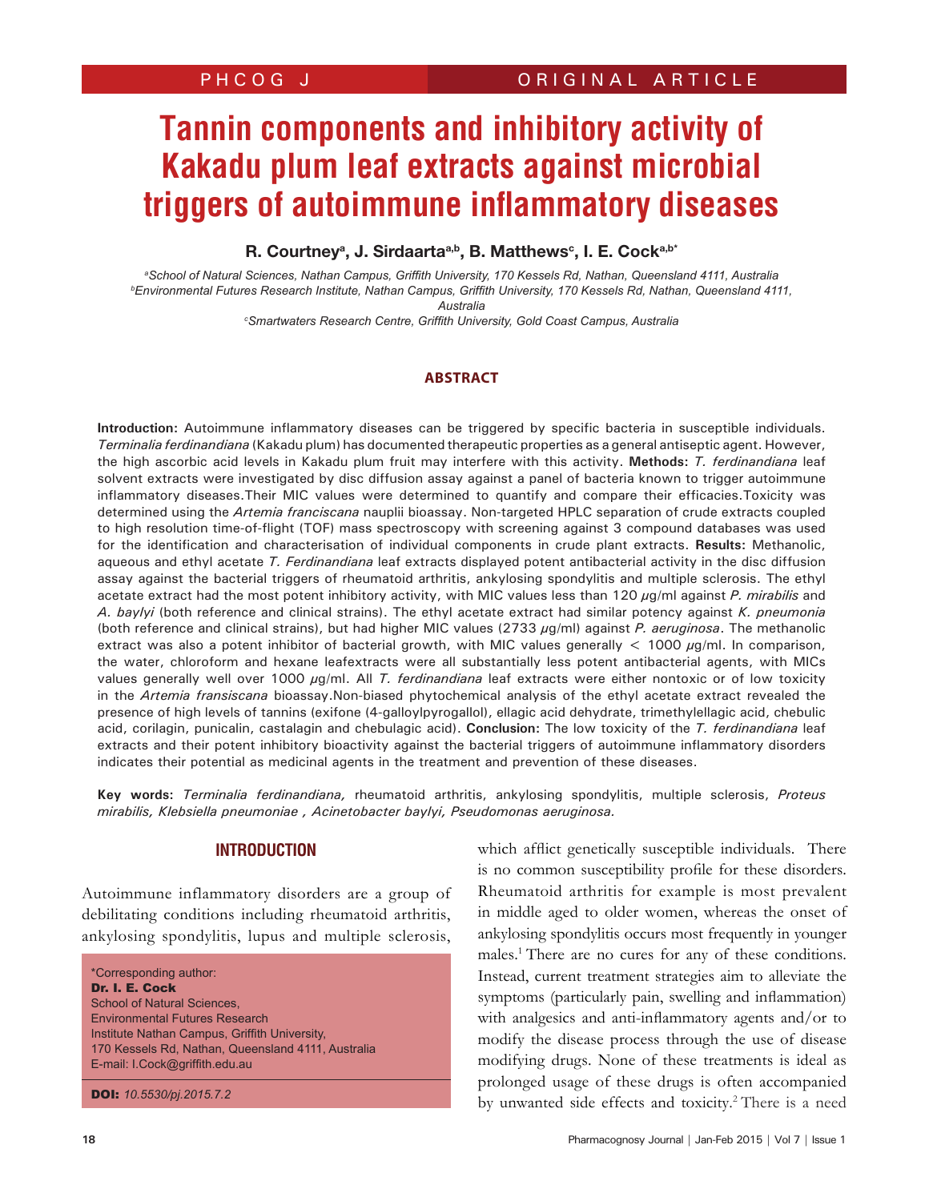# Tannin components and inhibitory activity of Kakadu plum leaf extracts against microbial triggers of autoimmune inflammatory diseases

**R. Courtney[a], J. Sirdaarta[a,b], B. Matthews[c], I. E. Cock[a,b*]**

[a]*School of Natural Sciences, Nathan Campus, Griffith University, 170 Kessels Rd, Nathan, Queensland 4111, Australia*
[b]*Environmental Futures Research Institute, Nathan Campus, Griffith University, 170 Kessels Rd, Nathan, Queensland 4111, Australia*
[c]*Smartwaters Research Centre, Griffith University, Gold Coast Campus, Australia*

## ABSTRACT

**Introduction:** Autoimmune inflammatory diseases can be triggered by specific bacteria in susceptible individuals. *Terminalia ferdinandiana* (Kakadu plum) has documented therapeutic properties as a general antiseptic agent. However, the high ascorbic acid levels in Kakadu plum fruit may interfere with this activity. **Methods:** *T. ferdinandiana* leaf solvent extracts were investigated by disc diffusion assay against a panel of bacteria known to trigger autoimmune inflammatory diseases.Their MIC values were determined to quantify and compare their efficacies.Toxicity was determined using the *Artemia franciscana* nauplii bioassay. Non-targeted HPLC separation of crude extracts coupled to high resolution time-of-flight (TOF) mass spectroscopy with screening against 3 compound databases was used for the identification and characterisation of individual components in crude plant extracts. **Results:** Methanolic, aqueous and ethyl acetate *T. Ferdinandiana* leaf extracts displayed potent antibacterial activity in the disc diffusion assay against the bacterial triggers of rheumatoid arthritis, ankylosing spondylitis and multiple sclerosis. The ethyl acetate extract had the most potent inhibitory activity, with MIC values less than 120 $\mu$g/ml against *P. mirabilis* and *A. baylyi* (both reference and clinical strains). The ethyl acetate extract had similar potency against *K. pneumonia* (both reference and clinical strains), but had higher MIC values (2733 $\mu$g/ml) against *P. aeruginosa*. The methanolic extract was also a potent inhibitor of bacterial growth, with MIC values generally $<$ 1000 $\mu$g/ml. In comparison, the water, chloroform and hexane leafextracts were all substantially less potent antibacterial agents, with MICs values generally well over 1000 $\mu$g/ml. All *T. ferdinandiana* leaf extracts were either nontoxic or of low toxicity in the *Artemia fransiscana* bioassay.Non-biased phytochemical analysis of the ethyl acetate extract revealed the presence of high levels of tannins (exifone (4-galloylpyrogallol), ellagic acid dehydrate, trimethylellagic acid, chebulic acid, corilagin, punicalin, castalagin and chebulagic acid). **Conclusion:** The low toxicity of the *T. ferdinandiana* leaf extracts and their potent inhibitory bioactivity against the bacterial triggers of autoimmune inflammatory disorders indicates their potential as medicinal agents in the treatment and prevention of these diseases.

**Key words:** *Terminalia ferdinandiana,* rheumatoid arthritis, ankylosing spondylitis, multiple sclerosis, *Proteus mirabilis, Klebsiella pneumoniae , Acinetobacter baylyi, Pseudomonas aeruginosa.*

## INTRODUCTION

Autoimmune inflammatory disorders are a group of debilitating conditions including rheumatoid arthritis, ankylosing spondylitis, lupus and multiple sclerosis, which afflict genetically susceptible individuals. There is no common susceptibility profile for these disorders. Rheumatoid arthritis for example is most prevalent in middle aged to older women, whereas the onset of ankylosing spondylitis occurs most frequently in younger males.[1] There are no cures for any of these conditions. Instead, current treatment strategies aim to alleviate the symptoms (particularly pain, swelling and inflammation) with analgesics and anti-inflammatory agents and/or to modify the disease process through the use of disease modifying drugs. None of these treatments is ideal as prolonged usage of these drugs is often accompanied by unwanted side effects and toxicity.[2] There is a need

\*Corresponding author:
**Dr. I. E. Cock**
School of Natural Sciences,
Environmental Futures Research
Institute Nathan Campus, Griffith University,
170 Kessels Rd, Nathan, Queensland 4111, Australia
E-mail: I.Cock@griffith.edu.au

**DOI:** *10.5530/pj.2015.7.2*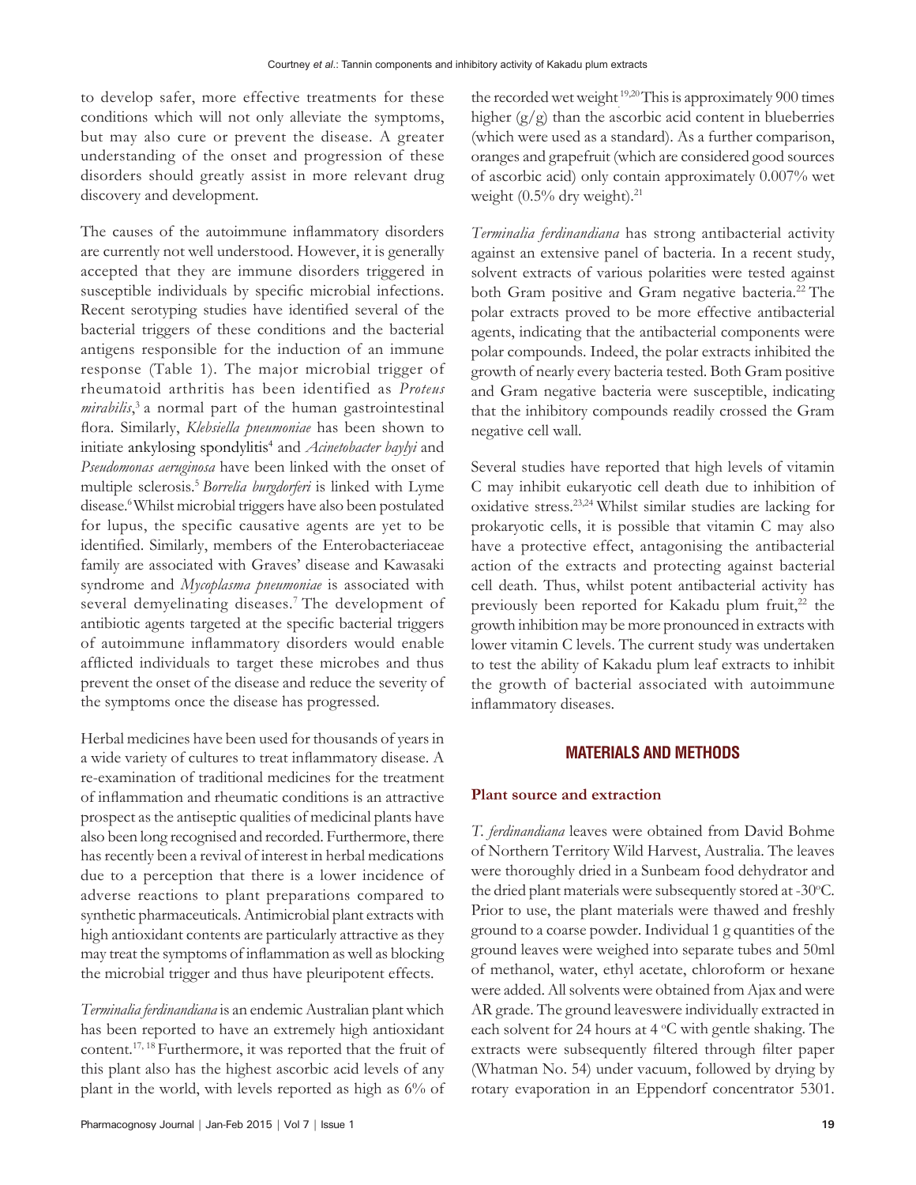to develop safer, more effective treatments for these conditions which will not only alleviate the symptoms, but may also cure or prevent the disease. A greater understanding of the onset and progression of these disorders should greatly assist in more relevant drug discovery and development.

The causes of the autoimmune inflammatory disorders are currently not well understood. However, it is generally accepted that they are immune disorders triggered in susceptible individuals by specific microbial infections. Recent serotyping studies have identified several of the bacterial triggers of these conditions and the bacterial antigens responsible for the induction of an immune response (Table 1). The major microbial trigger of rheumatoid arthritis has been identified as *Proteus mirabilis*,[3] a normal part of the human gastrointestinal flora. Similarly, *Klebsiella pneumoniae* has been shown to initiate ankylosing spondylitis[4] and *Acinetobacter baylyi* and *Pseudomonas aeruginosa* have been linked with the onset of multiple sclerosis.[5] *Borrelia burgdorferi* is linked with Lyme disease.[6] Whilst microbial triggers have also been postulated for lupus, the specific causative agents are yet to be identified. Similarly, members of the Enterobacteriaceae family are associated with Graves' disease and Kawasaki syndrome and *Mycoplasma pneumoniae* is associated with several demyelinating diseases.[7] The development of antibiotic agents targeted at the specific bacterial triggers of autoimmune inflammatory disorders would enable afflicted individuals to target these microbes and thus prevent the onset of the disease and reduce the severity of the symptoms once the disease has progressed.

Herbal medicines have been used for thousands of years in a wide variety of cultures to treat inflammatory disease. A re-examination of traditional medicines for the treatment of inflammation and rheumatic conditions is an attractive prospect as the antiseptic qualities of medicinal plants have also been long recognised and recorded. Furthermore, there has recently been a revival of interest in herbal medications due to a perception that there is a lower incidence of adverse reactions to plant preparations compared to synthetic pharmaceuticals. Antimicrobial plant extracts with high antioxidant contents are particularly attractive as they may treat the symptoms of inflammation as well as blocking the microbial trigger and thus have pleuripotent effects.

*Terminalia ferdinandiana* is an endemic Australian plant which has been reported to have an extremely high antioxidant content.[17, 18] Furthermore, it was reported that the fruit of this plant also has the highest ascorbic acid levels of any plant in the world, with levels reported as high as 6% of the recorded wet weight.[19,20] This is approximately 900 times higher (g/g) than the ascorbic acid content in blueberries (which were used as a standard). As a further comparison, oranges and grapefruit (which are considered good sources of ascorbic acid) only contain approximately 0.007% wet weight (0.5% dry weight).[21]

*Terminalia ferdinandiana* has strong antibacterial activity against an extensive panel of bacteria. In a recent study, solvent extracts of various polarities were tested against both Gram positive and Gram negative bacteria.[22] The polar extracts proved to be more effective antibacterial agents, indicating that the antibacterial components were polar compounds. Indeed, the polar extracts inhibited the growth of nearly every bacteria tested. Both Gram positive and Gram negative bacteria were susceptible, indicating that the inhibitory compounds readily crossed the Gram negative cell wall.

Several studies have reported that high levels of vitamin C may inhibit eukaryotic cell death due to inhibition of oxidative stress.[23,24] Whilst similar studies are lacking for prokaryotic cells, it is possible that vitamin C may also have a protective effect, antagonising the antibacterial action of the extracts and protecting against bacterial cell death. Thus, whilst potent antibacterial activity has previously been reported for Kakadu plum fruit,[22] the growth inhibition may be more pronounced in extracts with lower vitamin C levels. The current study was undertaken to test the ability of Kakadu plum leaf extracts to inhibit the growth of bacterial associated with autoimmune inflammatory diseases.

## MATERIALS AND METHODS

### Plant source and extraction

*T. ferdinandiana* leaves were obtained from David Bohme of Northern Territory Wild Harvest, Australia. The leaves were thoroughly dried in a Sunbeam food dehydrator and the dried plant materials were subsequently stored at -30°C. Prior to use, the plant materials were thawed and freshly ground to a coarse powder. Individual 1 g quantities of the ground leaves were weighed into separate tubes and 50ml of methanol, water, ethyl acetate, chloroform or hexane were added. All solvents were obtained from Ajax and were AR grade. The ground leaveswere individually extracted in each solvent for 24 hours at 4 °C with gentle shaking. The extracts were subsequently filtered through filter paper (Whatman No. 54) under vacuum, followed by drying by rotary evaporation in an Eppendorf concentrator 5301.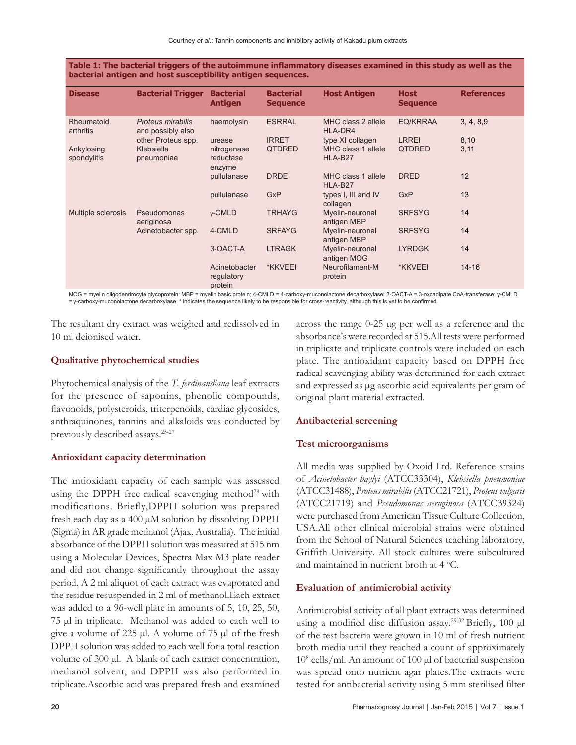**Table 1: The bacterial triggers of the autoimmune inflammatory diseases examined in this study as well as the bacterial antigen and host susceptibility antigen sequences.**

| Disease | Bacterial Trigger | Bacterial Antigen | Bacterial Sequence | Host Antigen | Host Sequence | References |
|---|---|---|---|---|---|---|
| Rheumatoid arthritis | *Proteus mirabilis* and possibly also | haemolysin | ESRRAL | MHC class 2 allele HLA-DR4 | EQ/KRRAA | 3, 4, 8,9 |
| | other Proteus spp. | urease | IRRET | type XI collagen | LRREI | 8,10 |
| Ankylosing spondylitis | Klebsiella pneumoniae | nitrogenase reductase enzyme | QTDRED | MHC class 1 allele HLA-B27 | QTDRED | 3,11 |
| | | pullulanase | DRDE | MHC class 1 allele HLA-B27 | DRED | 12 |
| | | pullulanase | GxP | types I, III and IV collagen | GxP | 13 |
| Multiple sclerosis | Pseudomonas aeriginosa | γ-CMLD | TRHAYG | Myelin-neuronal antigen MBP | SRFSYG | 14 |
| | Acinetobacter spp. | 4-CMLD | SRFAYG | Myelin-neuronal antigen MBP | SRFSYG | 14 |
| | | 3-OACT-A | LTRAGK | Myelin-neuronal antigen MOG | LYRDGK | 14 |
| | | Acinetobacter regulatory protein | *KKVEEI | Neurofilament-M protein | *KKVEEI | 14-16 |

MOG = myelin oligodendrocyte glycoprotein; MBP = myelin basic protein; 4-CMLD = 4-carboxy-muconolactone decarboxylase; 3-OACT-A = 3-oxoadipate CoA-transferase; γ-CMLD = γ-carboxy-muconolactone decarboxylase. * indicates the sequence likely to be responsible for cross-reactivity, although this is yet to be confirmed.

The resultant dry extract was weighed and redissolved in 10 ml deionised water.

### Qualitative phytochemical studies

Phytochemical analysis of the *T. ferdinandiana* leaf extracts for the presence of saponins, phenolic compounds, flavonoids, polysteroids, triterpenoids, cardiac glycosides, anthraquinones, tannins and alkaloids was conducted by previously described assays.[25-27]

### Antioxidant capacity determination

The antioxidant capacity of each sample was assessed using the DPPH free radical scavenging method[28] with modifications. Briefly,DPPH solution was prepared fresh each day as a 400 μM solution by dissolving DPPH (Sigma) in AR grade methanol (Ajax, Australia). The initial absorbance of the DPPH solution was measured at 515 nm using a Molecular Devices, Spectra Max M3 plate reader and did not change significantly throughout the assay period. A 2 ml aliquot of each extract was evaporated and the residue resuspended in 2 ml of methanol.Each extract was added to a 96-well plate in amounts of 5, 10, 25, 50, 75 μl in triplicate. Methanol was added to each well to give a volume of 225 μl. A volume of 75 μl of the fresh DPPH solution was added to each well for a total reaction volume of 300 μl. A blank of each extract concentration, methanol solvent, and DPPH was also performed in triplicate.Ascorbic acid was prepared fresh and examined across the range 0-25 μg per well as a reference and the absorbance's were recorded at 515.All tests were performed in triplicate and triplicate controls were included on each plate. The antioxidant capacity based on DPPH free radical scavenging ability was determined for each extract and expressed as μg ascorbic acid equivalents per gram of original plant material extracted.

### Antibacterial screening

### Test microorganisms

All media was supplied by Oxoid Ltd. Reference strains of *Acinetobacter baylyi* (ATCC33304), *Klebsiella pneumoniae* (ATCC31488), *Proteus mirabilis* (ATCC21721), *Proteus vulgaris* (ATCC21719) and *Pseudomonas aeruginosa* (ATCC39324) were purchased from American Tissue Culture Collection, USA.All other clinical microbial strains were obtained from the School of Natural Sciences teaching laboratory, Griffith University. All stock cultures were subcultured and maintained in nutrient broth at 4 °C.

### Evaluation of antimicrobial activity

Antimicrobial activity of all plant extracts was determined using a modified disc diffusion assay.[29-32] Briefly, 100 μl of the test bacteria were grown in 10 ml of fresh nutrient broth media until they reached a count of approximately $10^8$ cells/ml. An amount of 100 μl of bacterial suspension was spread onto nutrient agar plates.The extracts were tested for antibacterial activity using 5 mm sterilised filter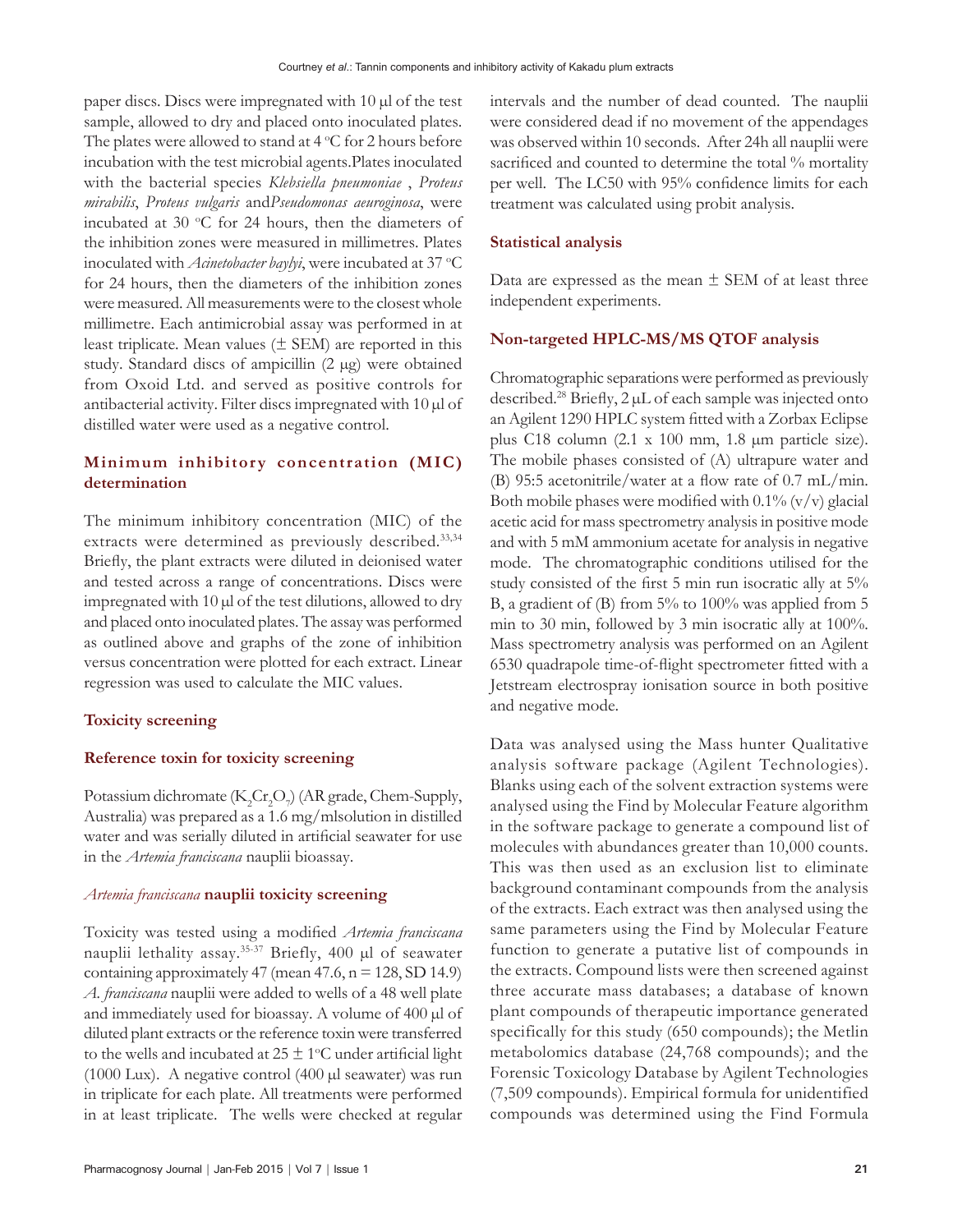paper discs. Discs were impregnated with 10 µl of the test sample, allowed to dry and placed onto inoculated plates. The plates were allowed to stand at 4 °C for 2 hours before incubation with the test microbial agents.Plates inoculated with the bacterial species *Klebsiella pneumoniae* , *Proteus mirabilis*, *Proteus vulgaris* and*Pseudomonas aeuroginosa*, were incubated at 30 °C for 24 hours, then the diameters of the inhibition zones were measured in millimetres. Plates inoculated with *Acinetobacter baylyi*, were incubated at 37 °C for 24 hours, then the diameters of the inhibition zones were measured. All measurements were to the closest whole millimetre. Each antimicrobial assay was performed in at least triplicate. Mean values (± SEM) are reported in this study. Standard discs of ampicillin (2 µg) were obtained from Oxoid Ltd. and served as positive controls for antibacterial activity. Filter discs impregnated with 10 µl of distilled water were used as a negative control.

### Minimum inhibitory concentration (MIC) determination

The minimum inhibitory concentration (MIC) of the extracts were determined as previously described.[33,34] Briefly, the plant extracts were diluted in deionised water and tested across a range of concentrations. Discs were impregnated with 10 µl of the test dilutions, allowed to dry and placed onto inoculated plates. The assay was performed as outlined above and graphs of the zone of inhibition versus concentration were plotted for each extract. Linear regression was used to calculate the MIC values.

### Toxicity screening

### Reference toxin for toxicity screening

Potassium dichromate ($K_2Cr_2O_7$) (AR grade, Chem-Supply, Australia) was prepared as a 1.6 mg/mlsolution in distilled water and was serially diluted in artificial seawater for use in the *Artemia franciscana* nauplii bioassay.

### *Artemia franciscana* nauplii toxicity screening

Toxicity was tested using a modified *Artemia franciscana* nauplii lethality assay.[35-37] Briefly, 400 µl of seawater containing approximately 47 (mean 47.6, n = 128, SD 14.9) *A. franciscana* nauplii were added to wells of a 48 well plate and immediately used for bioassay. A volume of 400 µl of diluted plant extracts or the reference toxin were transferred to the wells and incubated at 25 ± 1°C under artificial light (1000 Lux). A negative control (400 µl seawater) was run in triplicate for each plate. All treatments were performed in at least triplicate. The wells were checked at regular intervals and the number of dead counted. The nauplii were considered dead if no movement of the appendages was observed within 10 seconds. After 24h all nauplii were sacrificed and counted to determine the total % mortality per well. The LC50 with 95% confidence limits for each treatment was calculated using probit analysis.

### Statistical analysis

Data are expressed as the mean ± SEM of at least three independent experiments.

### Non-targeted HPLC-MS/MS QTOF analysis

Chromatographic separations were performed as previously described.[28] Briefly, 2 µL of each sample was injected onto an Agilent 1290 HPLC system fitted with a Zorbax Eclipse plus C18 column (2.1 x 100 mm, 1.8 µm particle size). The mobile phases consisted of (A) ultrapure water and (B) 95:5 acetonitrile/water at a flow rate of 0.7 mL/min. Both mobile phases were modified with 0.1% (v/v) glacial acetic acid for mass spectrometry analysis in positive mode and with 5 mM ammonium acetate for analysis in negative mode. The chromatographic conditions utilised for the study consisted of the first 5 min run isocratic ally at 5% B, a gradient of (B) from 5% to 100% was applied from 5 min to 30 min, followed by 3 min isocratic ally at 100%. Mass spectrometry analysis was performed on an Agilent 6530 quadrapole time-of-flight spectrometer fitted with a Jetstream electrospray ionisation source in both positive and negative mode.

Data was analysed using the Mass hunter Qualitative analysis software package (Agilent Technologies). Blanks using each of the solvent extraction systems were analysed using the Find by Molecular Feature algorithm in the software package to generate a compound list of molecules with abundances greater than 10,000 counts. This was then used as an exclusion list to eliminate background contaminant compounds from the analysis of the extracts. Each extract was then analysed using the same parameters using the Find by Molecular Feature function to generate a putative list of compounds in the extracts. Compound lists were then screened against three accurate mass databases; a database of known plant compounds of therapeutic importance generated specifically for this study (650 compounds); the Metlin metabolomics database (24,768 compounds); and the Forensic Toxicology Database by Agilent Technologies (7,509 compounds). Empirical formula for unidentified compounds was determined using the Find Formula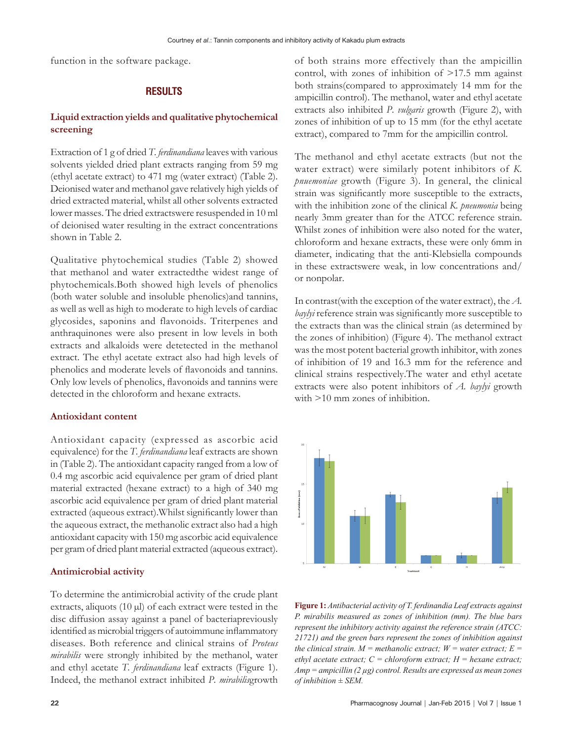function in the software package.

## RESULTS

### Liquid extraction yields and qualitative phytochemical screening

Extraction of 1 g of dried *T. ferdinandiana* leaves with various solvents yielded dried plant extracts ranging from 59 mg (ethyl acetate extract) to 471 mg (water extract) (Table 2). Deionised water and methanol gave relatively high yields of dried extracted material, whilst all other solvents extracted lower masses. The dried extractswere resuspended in 10 ml of deionised water resulting in the extract concentrations shown in Table 2.

Qualitative phytochemical studies (Table 2) showed that methanol and water extractedthe widest range of phytochemicals.Both showed high levels of phenolics (both water soluble and insoluble phenolics)and tannins, as well as well as high to moderate to high levels of cardiac glycosides, saponins and flavonoids. Triterpenes and anthraquinones were also present in low levels in both extracts and alkaloids were detetected in the methanol extract. The ethyl acetate extract also had high levels of phenolics and moderate levels of flavonoids and tannins. Only low levels of phenolics, flavonoids and tannins were detected in the chloroform and hexane extracts.

### Antioxidant content

Antioxidant capacity (expressed as ascorbic acid equivalence) for the *T. ferdinandiana* leaf extracts are shown in (Table 2). The antioxidant capacity ranged from a low of 0.4 mg ascorbic acid equivalence per gram of dried plant material extracted (hexane extract) to a high of 340 mg ascorbic acid equivalence per gram of dried plant material extracted (aqueous extract).Whilst significantly lower than the aqueous extract, the methanolic extract also had a high antioxidant capacity with 150 mg ascorbic acid equivalence per gram of dried plant material extracted (aqueous extract).

### Antimicrobial activity

To determine the antimicrobial activity of the crude plant extracts, aliquots (10 µl) of each extract were tested in the disc diffusion assay against a panel of bacteriapreviously identified as microbial triggers of autoimmune inflammatory diseases. Both reference and clinical strains of *Proteus mirabilis* were strongly inhibited by the methanol, water and ethyl acetate *T. ferdinandiana* leaf extracts (Figure 1). Indeed, the methanol extract inhibited *P. mirabilis*growth of both strains more effectively than the ampicillin control, with zones of inhibition of >17.5 mm against both strains(compared to approximately 14 mm for the ampicillin control). The methanol, water and ethyl acetate extracts also inhibited *P. vulgaris* growth (Figure 2), with zones of inhibition of up to 15 mm (for the ethyl acetate extract), compared to 7mm for the ampicillin control.

The methanol and ethyl acetate extracts (but not the water extract) were similarly potent inhibitors of *K. pnuemoniae* growth (Figure 3). In general, the clinical strain was significantly more susceptible to the extracts, with the inhibition zone of the clinical *K. pneumonia* being nearly 3mm greater than for the ATCC reference strain. Whilst zones of inhibition were also noted for the water, chloroform and hexane extracts, these were only 6mm in diameter, indicating that the anti-Klebsiella compounds in these extractswere weak, in low concentrations and/ or nonpolar.

In contrast(with the exception of the water extract), the *A. baylyi* reference strain was significantly more susceptible to the extracts than was the clinical strain (as determined by the zones of inhibition) (Figure 4). The methanol extract was the most potent bacterial growth inhibitor, with zones of inhibition of 19 and 16.3 mm for the reference and clinical strains respectively.The water and ethyl acetate extracts were also potent inhibitors of *A. baylyi* growth with >10 mm zones of inhibition.

20
15
10
5
Zone of inhibition (mm)
M
W
E
C
H
Amp
Treatment

**Figure 1:** *Antibacterial activity of T. ferdinandia Leaf extracts against P. mirabilis measured as zones of inhibition (mm). The blue bars represent the inhibitory activity against the reference strain (ATCC: 21721) and the green bars represent the zones of inhibition against the clinical strain. M = methanolic extract; W = water extract; E = ethyl acetate extract; C = chloroform extract; H = hexane extract; Amp = ampicillin (2 µg) control. Results are expressed as mean zones of inhibition ± SEM.*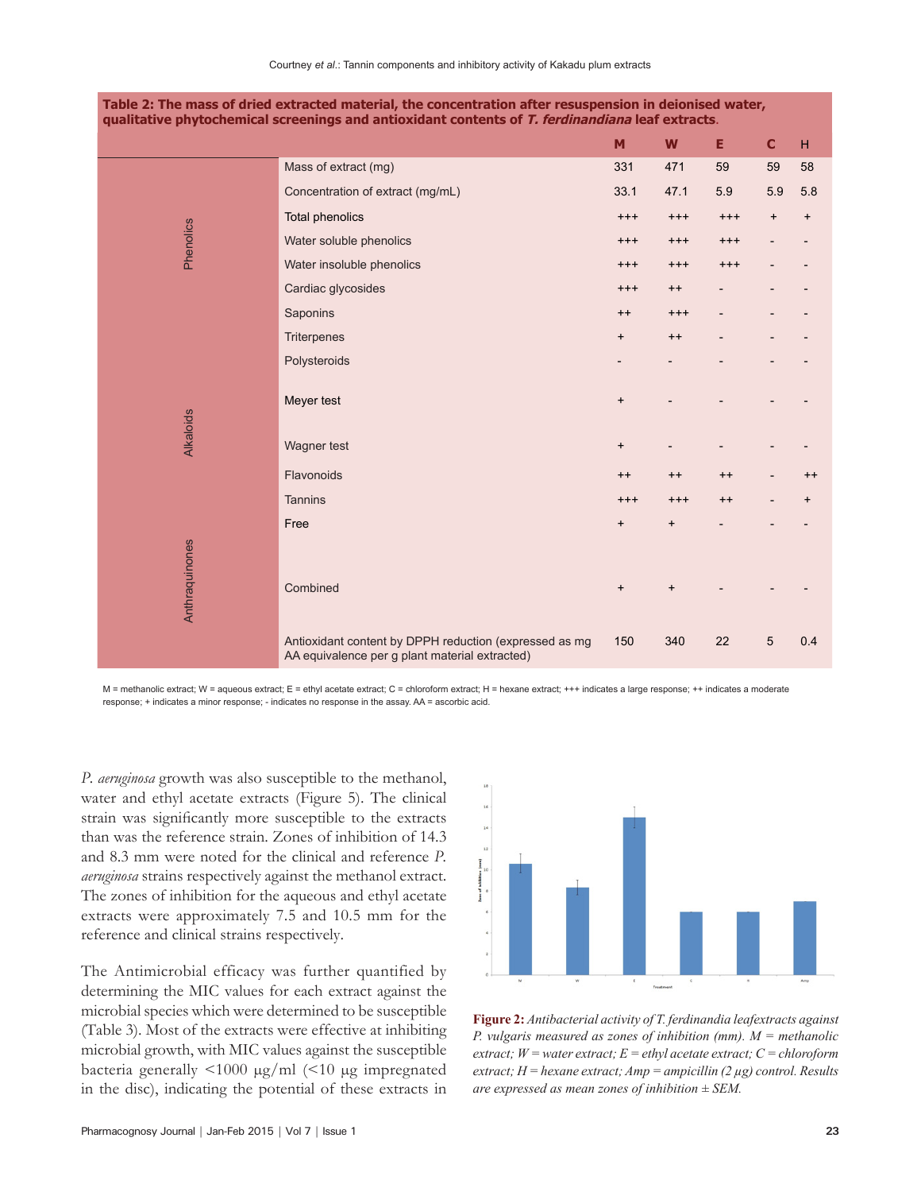**Table 2: The mass of dried extracted material, the concentration after resuspension in deionised water, qualitative phytochemical screenings and antioxidant contents of *T. ferdinandiana* leaf extracts.**

| | | M | W | E | C | H |
|---|---|---|---|---|---|---|
| | Mass of extract (mg) | 331 | 471 | 59 | 59 | 58 |
| | Concentration of extract (mg/mL) | 33.1 | 47.1 | 5.9 | 5.9 | 5.8 |
| Phenolics | Total phenolics | +++ | +++ | +++ | + | + |
| | Water soluble phenolics | +++ | +++ | +++ | - | - |
| | Water insoluble phenolics | +++ | +++ | +++ | - | - |
| | Cardiac glycosides | +++ | ++ | - | - | - |
| | Saponins | ++ | +++ | - | - | - |
| | Triterpenes | + | ++ | - | - | - |
| | Polysteroids | - | - | - | - | - |
| Alkaloids | Meyer test | + | - | - | - | - |
| | Wagner test | + | - | - | - | - |
| | Flavonoids | ++ | ++ | ++ | - | ++ |
| | Tannins | +++ | +++ | ++ | - | + |
| Anthraquinones | Free | + | + | - | - | - |
| | Combined | + | + | - | - | - |
| | Antioxidant content by DPPH reduction (expressed as mg AA equivalence per g plant material extracted) | 150 | 340 | 22 | 5 | 0.4 |

M = methanolic extract; W = aqueous extract; E = ethyl acetate extract; C = chloroform extract; H = hexane extract; +++ indicates a large response; ++ indicates a moderate response; + indicates a minor response; - indicates no response in the assay. AA = ascorbic acid.

*P. aeruginosa* growth was also susceptible to the methanol, water and ethyl acetate extracts (Figure 5). The clinical strain was significantly more susceptible to the extracts than was the reference strain. Zones of inhibition of 14.3 and 8.3 mm were noted for the clinical and reference *P. aeruginosa* strains respectively against the methanol extract. The zones of inhibition for the aqueous and ethyl acetate extracts were approximately 7.5 and 10.5 mm for the reference and clinical strains respectively.

The Antimicrobial efficacy was further quantified by determining the MIC values for each extract against the microbial species which were determined to be susceptible (Table 3). Most of the extracts were effective at inhibiting microbial growth, with MIC values against the susceptible bacteria generally <1000 µg/ml (<10 µg impregnated in the disc), indicating the potential of these extracts in

18
16
14
12
10
8
6
4
2
0
Zone of inhibition (mm)
M
W
E
C
H
Amp
Treatment

**Figure 2:** *Antibacterial activity of T. ferdinandia leafextracts against P. vulgaris measured as zones of inhibition (mm). M = methanolic extract; W = water extract; E = ethyl acetate extract; C = chloroform extract; H = hexane extract; Amp = ampicillin (2 µg) control. Results are expressed as mean zones of inhibition ± SEM.*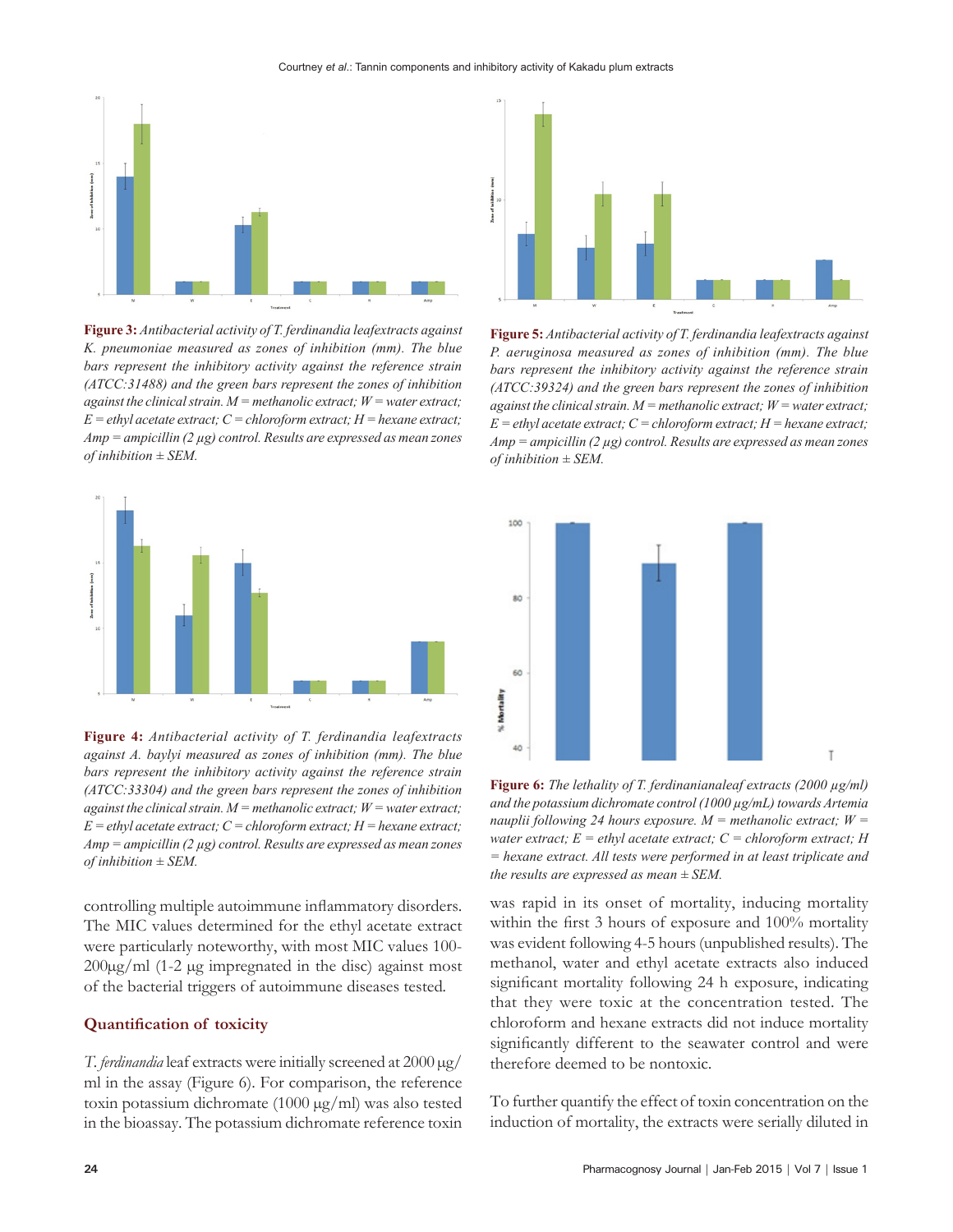20

15

Zone of Inhibition (mm)

10

5

M W E C H Amp

Treatment

**Figure 3:** *Antibacterial activity of T. ferdinandia leafextracts against K. pneumoniae measured as zones of inhibition (mm). The blue bars represent the inhibitory activity against the reference strain (ATCC:31488) and the green bars represent the zones of inhibition against the clinical strain. M = methanolic extract; W = water extract; E = ethyl acetate extract; C = chloroform extract; H = hexane extract; Amp = ampicillin (2 μg) control. Results are expressed as mean zones of inhibition ± SEM.*

15

Zone of Inhibition (mm)

10

5

M W E C H Amp

Treatment

**Figure 5:** *Antibacterial activity of T. ferdinandia leafextracts against P. aeruginosa measured as zones of inhibition (mm). The blue bars represent the inhibitory activity against the reference strain (ATCC:39324) and the green bars represent the zones of inhibition against the clinical strain. M = methanolic extract; W = water extract; E = ethyl acetate extract; C = chloroform extract; H = hexane extract; Amp = ampicillin (2 μg) control. Results are expressed as mean zones of inhibition ± SEM.*

20

15

Zone of Inhibition (mm)

10

5

M W E C H Amp

Treatment

**Figure 4:** *Antibacterial activity of T. ferdinandia leafextracts against A. baylyi measured as zones of inhibition (mm). The blue bars represent the inhibitory activity against the reference strain (ATCC:33304) and the green bars represent the zones of inhibition against the clinical strain. M = methanolic extract; W = water extract; E = ethyl acetate extract; C = chloroform extract; H = hexane extract; Amp = ampicillin (2 μg) control. Results are expressed as mean zones of inhibition ± SEM.*

100

80

60

% Mortality

40

**Figure 6:** *The lethality of T. ferdinanianaleaf extracts (2000 μg/ml) and the potassium dichromate control (1000 μg/mL) towards Artemia nauplii following 24 hours exposure. M = methanolic extract; W = water extract; E = ethyl acetate extract; C = chloroform extract; H = hexane extract. All tests were performed in at least triplicate and the results are expressed as mean ± SEM.*

controlling multiple autoimmune inflammatory disorders. The MIC values determined for the ethyl acetate extract were particularly noteworthy, with most MIC values 100-200μg/ml (1-2 μg impregnated in the disc) against most of the bacterial triggers of autoimmune diseases tested.

## Quantification of toxicity

*T. ferdinandia* leaf extracts were initially screened at 2000 μg/ml in the assay (Figure 6). For comparison, the reference toxin potassium dichromate (1000 μg/ml) was also tested in the bioassay. The potassium dichromate reference toxin was rapid in its onset of mortality, inducing mortality within the first 3 hours of exposure and 100% mortality was evident following 4-5 hours (unpublished results). The methanol, water and ethyl acetate extracts also induced significant mortality following 24 h exposure, indicating that they were toxic at the concentration tested. The chloroform and hexane extracts did not induce mortality significantly different to the seawater control and were therefore deemed to be nontoxic.

To further quantify the effect of toxin concentration on the induction of mortality, the extracts were serially diluted in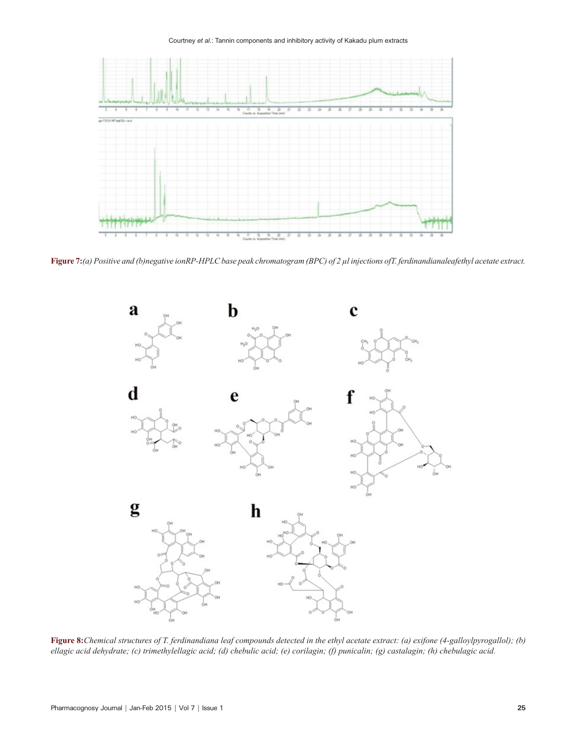**Figure 7:** *(a) Positive and (b)negative ionRP-HPLC base peak chromatogram (BPC) of 2 μl injections ofT. ferdinandianaleafethyl acetate extract.*

**Figure 8:** *Chemical structures of T. ferdinandiana leaf compounds detected in the ethyl acetate extract: (a) exifone (4-galloylpyrogallol); (b) ellagic acid dehydrate; (c) trimethylellagic acid; (d) chebulic acid; (e) corilagin; (f) punicalin; (g) castalagin; (h) chebulagic acid.*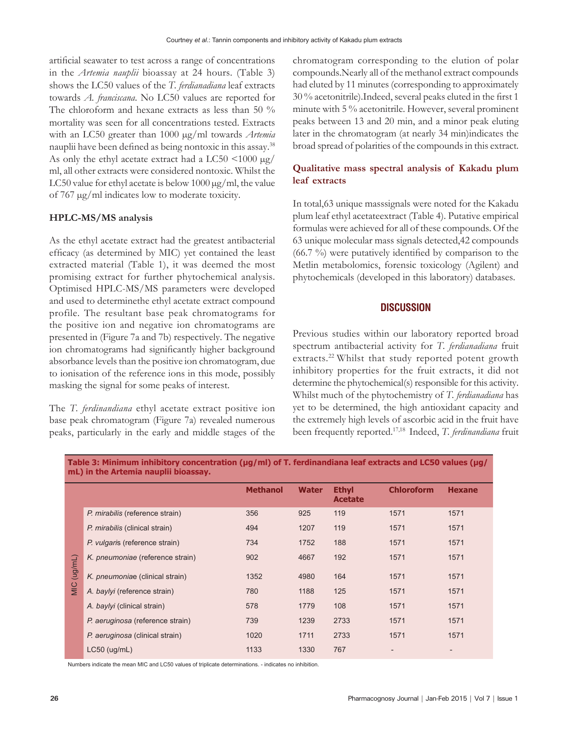artificial seawater to test across a range of concentrations in the *Artemia nauplii* bioassay at 24 hours. (Table 3) shows the LC50 values of the *T. ferdianadiana* leaf extracts towards *A. franciscana*. No LC50 values are reported for The chloroform and hexane extracts as less than 50 % mortality was seen for all concentrations tested. Extracts with an LC50 greater than 1000 μg/ml towards *Artemia* nauplii have been defined as being nontoxic in this assay.[38] As only the ethyl acetate extract had a LC50 <1000 μg/ml, all other extracts were considered nontoxic. Whilst the LC50 value for ethyl acetate is below 1000 μg/ml, the value of 767 μg/ml indicates low to moderate toxicity.

### HPLC-MS/MS analysis

As the ethyl acetate extract had the greatest antibacterial efficacy (as determined by MIC) yet contained the least extracted material (Table 1), it was deemed the most promising extract for further phytochemical analysis. Optimised HPLC-MS/MS parameters were developed and used to determinethe ethyl acetate extract compound profile. The resultant base peak chromatograms for the positive ion and negative ion chromatograms are presented in (Figure 7a and 7b) respectively. The negative ion chromatograms had significantly higher background absorbance levels than the positive ion chromatogram, due to ionisation of the reference ions in this mode, possibly masking the signal for some peaks of interest.

The *T. ferdinandiana* ethyl acetate extract positive ion base peak chromatogram (Figure 7a) revealed numerous peaks, particularly in the early and middle stages of the chromatogram corresponding to the elution of polar compounds.Nearly all of the methanol extract compounds had eluted by 11 minutes (corresponding to approximately 30 % acetonitrile).Indeed, several peaks eluted in the first 1 minute with 5 % acetonitrile. However, several prominent peaks between 13 and 20 min, and a minor peak eluting later in the chromatogram (at nearly 34 min)indicates the broad spread of polarities of the compounds in this extract.

### Qualitative mass spectral analysis of Kakadu plum leaf extracts

In total,63 unique masssignals were noted for the Kakadu plum leaf ethyl acetateextract (Table 4). Putative empirical formulas were achieved for all of these compounds. Of the 63 unique molecular mass signals detected,42 compounds (66.7 %) were putatively identified by comparison to the Metlin metabolomics, forensic toxicology (Agilent) and phytochemicals (developed in this laboratory) databases.

## DISCUSSION

Previous studies within our laboratory reported broad spectrum antibacterial activity for *T. ferdianadiana* fruit extracts.[22] Whilst that study reported potent growth inhibitory properties for the fruit extracts, it did not determine the phytochemical(s) responsible for this activity. Whilst much of the phytochemistry of *T. ferdianadiana* has yet to be determined, the high antioxidant capacity and the extremely high levels of ascorbic acid in the fruit have been frequently reported.[17,18] Indeed, *T. ferdinandiana* fruit

**Table 3: Minimum inhibitory concentration (μg/ml) of T. ferdinandiana leaf extracts and LC50 values (μg/mL) in the Artemia nauplii bioassay.**

| | | Methanol | Water | Ethyl Acetate | Chloroform | Hexane |
|---|---|---|---|---|---|---|
| MIC (ug/mL) | *P. mirabilis* (reference strain) | 356 | 925 | 119 | 1571 | 1571 |
| | *P. mirabilis* (clinical strain) | 494 | 1207 | 119 | 1571 | 1571 |
| | *P. vulgaris* (reference strain) | 734 | 1752 | 188 | 1571 | 1571 |
| | *K. pneumoniae* (reference strain) | 902 | 4667 | 192 | 1571 | 1571 |
| | *K. pneumoniae* (clinical strain) | 1352 | 4980 | 164 | 1571 | 1571 |
| | *A. baylyi* (reference strain) | 780 | 1188 | 125 | 1571 | 1571 |
| | *A. baylyi* (clinical strain) | 578 | 1779 | 108 | 1571 | 1571 |
| | *P. aeruginosa* (reference strain) | 739 | 1239 | 2733 | 1571 | 1571 |
| | *P. aeruginosa* (clinical strain) | 1020 | 1711 | 2733 | 1571 | 1571 |
| | LC50 (ug/mL) | 1133 | 1330 | 767 | - | - |

Numbers indicate the mean MIC and LC50 values of triplicate determinations. - indicates no inhibition.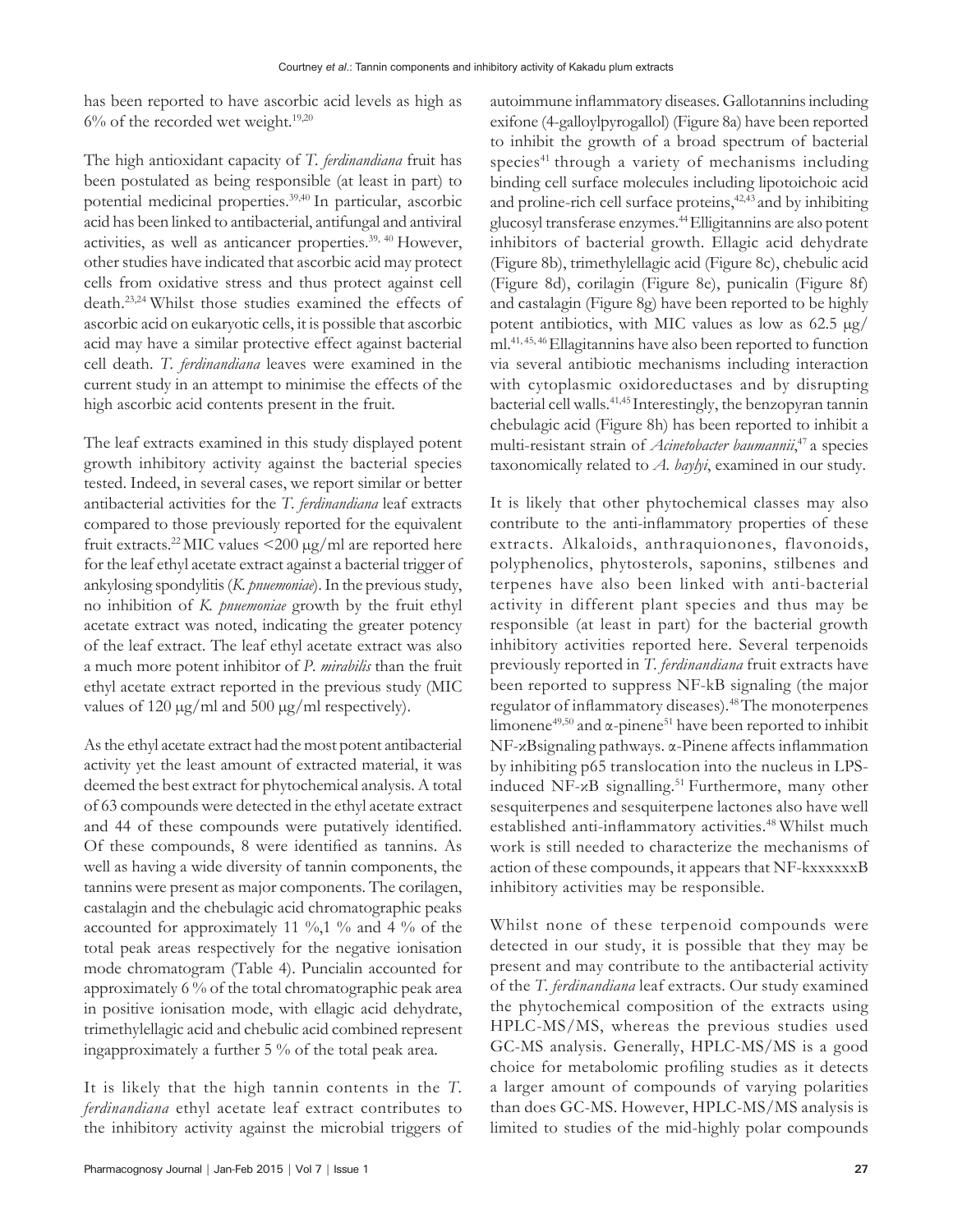has been reported to have ascorbic acid levels as high as 6% of the recorded wet weight.[19,20]

The high antioxidant capacity of *T. ferdinandiana* fruit has been postulated as being responsible (at least in part) to potential medicinal properties.[39,40] In particular, ascorbic acid has been linked to antibacterial, antifungal and antiviral activities, as well as anticancer properties.[39, 40] However, other studies have indicated that ascorbic acid may protect cells from oxidative stress and thus protect against cell death.[23,24] Whilst those studies examined the effects of ascorbic acid on eukaryotic cells, it is possible that ascorbic acid may have a similar protective effect against bacterial cell death. *T. ferdinandiana* leaves were examined in the current study in an attempt to minimise the effects of the high ascorbic acid contents present in the fruit.

The leaf extracts examined in this study displayed potent growth inhibitory activity against the bacterial species tested. Indeed, in several cases, we report similar or better antibacterial activities for the *T. ferdinandiana* leaf extracts compared to those previously reported for the equivalent fruit extracts.[22] MIC values <200 μg/ml are reported here for the leaf ethyl acetate extract against a bacterial trigger of ankylosing spondylitis (*K. pnuemoniae*). In the previous study, no inhibition of *K. pnuemoniae* growth by the fruit ethyl acetate extract was noted, indicating the greater potency of the leaf extract. The leaf ethyl acetate extract was also a much more potent inhibitor of *P. mirabilis* than the fruit ethyl acetate extract reported in the previous study (MIC values of 120 μg/ml and 500 μg/ml respectively).

As the ethyl acetate extract had the most potent antibacterial activity yet the least amount of extracted material, it was deemed the best extract for phytochemical analysis. A total of 63 compounds were detected in the ethyl acetate extract and 44 of these compounds were putatively identified. Of these compounds, 8 were identified as tannins. As well as having a wide diversity of tannin components, the tannins were present as major components. The corilagen, castalagin and the chebulagic acid chromatographic peaks accounted for approximately 11 %,1 % and 4 % of the total peak areas respectively for the negative ionisation mode chromatogram (Table 4). Puncialin accounted for approximately 6 % of the total chromatographic peak area in positive ionisation mode, with ellagic acid dehydrate, trimethylellagic acid and chebulic acid combined represent ingapproximately a further 5 % of the total peak area.

It is likely that the high tannin contents in the *T. ferdinandiana* ethyl acetate leaf extract contributes to the inhibitory activity against the microbial triggers of autoimmune inflammatory diseases. Gallotannins including exifone (4-galloylpyrogallol) (Figure 8a) have been reported to inhibit the growth of a broad spectrum of bacterial species[41] through a variety of mechanisms including binding cell surface molecules including lipotoichoic acid and proline-rich cell surface proteins,[42,43] and by inhibiting glucosyl transferase enzymes.[44] Elligitannins are also potent inhibitors of bacterial growth. Ellagic acid dehydrate (Figure 8b), trimethylellagic acid (Figure 8c), chebulic acid (Figure 8d), corilagin (Figure 8e), punicalin (Figure 8f) and castalagin (Figure 8g) have been reported to be highly potent antibiotics, with MIC values as low as 62.5 μg/ml.[41, 45, 46] Ellagitannins have also been reported to function via several antibiotic mechanisms including interaction with cytoplasmic oxidoreductases and by disrupting bacterial cell walls.[41,45] Interestingly, the benzopyran tannin chebulagic acid (Figure 8h) has been reported to inhibit a multi-resistant strain of *Acinetobacter baumannii*,[47] a species taxonomically related to *A. baylyi*, examined in our study.

It is likely that other phytochemical classes may also contribute to the anti-inflammatory properties of these extracts. Alkaloids, anthraquionones, flavonoids, polyphenolics, phytosterols, saponins, stilbenes and terpenes have also been linked with anti-bacterial activity in different plant species and thus may be responsible (at least in part) for the bacterial growth inhibitory activities reported here. Several terpenoids previously reported in *T. ferdinandiana* fruit extracts have been reported to suppress NF-kB signaling (the major regulator of inflammatory diseases).[48] The monoterpenes limonene[49,50] and α-pinene[51] have been reported to inhibit NF-ϰBsignaling pathways. α-Pinene affects inflammation by inhibiting p65 translocation into the nucleus in LPS-induced NF-ϰB signalling.[51] Furthermore, many other sesquiterpenes and sesquiterpene lactones also have well established anti-inflammatory activities.[48] Whilst much work is still needed to characterize the mechanisms of action of these compounds, it appears that NF-kxxxxxxB inhibitory activities may be responsible.

Whilst none of these terpenoid compounds were detected in our study, it is possible that they may be present and may contribute to the antibacterial activity of the *T. ferdinandiana* leaf extracts. Our study examined the phytochemical composition of the extracts using HPLC-MS/MS, whereas the previous studies used GC-MS analysis. Generally, HPLC-MS/MS is a good choice for metabolomic profiling studies as it detects a larger amount of compounds of varying polarities than does GC-MS. However, HPLC-MS/MS analysis is limited to studies of the mid-highly polar compounds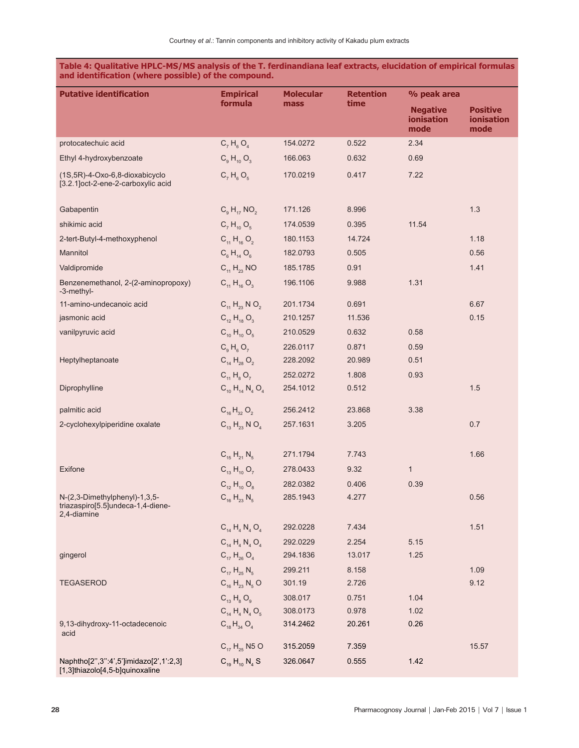**Table 4: Qualitative HPLC-MS/MS analysis of the T. ferdinandiana leaf extracts, elucidation of empirical formulas and identification (where possible) of the compound.**

| Putative identification | Empirical formula | Molecular mass | Retention time | % peak area | |
|---|---|---|---|---|---|
| | | | | Negative ionisation mode | Positive ionisation mode |
| protocatechuic acid | $C_7H_6O_4$ | 154.0272 | 0.522 | 2.34 | |
| Ethyl 4-hydroxybenzoate | $C_9H_{10}O_3$ | 166.063 | 0.632 | 0.69 | |
| (1S,5R)-4-Oxo-6,8-dioxabicyclo [3.2.1]oct-2-ene-2-carboxylic acid | $C_7H_6O_5$ | 170.0219 | 0.417 | 7.22 | |
| Gabapentin | $C_9H_{17}NO_2$ | 171.126 | 8.996 | | 1.3 |
| shikimic acid | $C_7H_{10}O_5$ | 174.0539 | 0.395 | 11.54 | |
| 2-tert-Butyl-4-methoxyphenol | $C_{11}H_{16}O_2$ | 180.1153 | 14.724 | | 1.18 |
| Mannitol | $C_6H_{14}O_6$ | 182.0793 | 0.505 | | 0.56 |
| Valdipromide | $C_{11}H_{23}NO$ | 185.1785 | 0.91 | | 1.41 |
| Benzenemethanol, 2-(2-aminopropoxy) -3-methyl- | $C_{11}H_{16}O_3$ | 196.1106 | 9.988 | 1.31 | |
| 11-amino-undecanoic acid | $C_{11}H_{23}NO_2$ | 201.1734 | 0.691 | | 6.67 |
| jasmonic acid | $C_{12}H_{18}O_3$ | 210.1257 | 11.536 | | 0.15 |
| vanilpyruvic acid | $C_{10}H_{10}O_5$ | 210.0529 | 0.632 | 0.58 | |
| | $C_9H_6O_7$ | 226.0117 | 0.871 | 0.59 | |
| Heptylheptanoate | $C_{14}H_{28}O_2$ | 228.2092 | 20.989 | 0.51 | |
| | $C_{11}H_8O_7$ | 252.0272 | 1.808 | 0.93 | |
| Diprophylline | $C_{10}H_{14}N_4O_4$ | 254.1012 | 0.512 | | 1.5 |
| palmitic acid | $C_{16}H_{32}O_2$ | 256.2412 | 23.868 | 3.38 | |
| 2-cyclohexylpiperidine oxalate | $C_{13}H_{23}NO_4$ | 257.1631 | 3.205 | | 0.7 |
| | $C_{15}H_{21}N_5$ | 271.1794 | 7.743 | | 1.66 |
| Exifone | $C_{13}H_{10}O_7$ | 278.0433 | 9.32 | 1 | |
| | $C_{12}H_{10}O_8$ | 282.0382 | 0.406 | 0.39 | |
| N-(2,3-Dimethylphenyl)-1,3,5-triazaspiro[5.5]undeca-1,4-diene-2,4-diamine | $C_{16}H_{23}N_5$ | 285.1943 | 4.277 | | 0.56 |
| | $C_{14}H_4N_4O_4$ | 292.0228 | 7.434 | | 1.51 |
| | $C_{14}H_4N_4O_4$ | 292.0229 | 2.254 | 5.15 | |
| gingerol | $C_{17}H_{26}O_4$ | 294.1836 | 13.017 | 1.25 | |
| | $C_{17}H_{25}N_5$ | 299.211 | 8.158 | | 1.09 |
| TEGASEROD | $C_{16}H_{23}N_5O$ | 301.19 | 2.726 | | 9.12 |
| | $C_{13}H_8O_9$ | 308.017 | 0.751 | 1.04 | |
| | $C_{14}H_4N_4O_5$ | 308.0173 | 0.978 | 1.02 | |
| 9,13-dihydroxy-11-octadecenoic acid | $C_{18}H_{34}O_4$ | 314.2462 | 20.261 | 0.26 | |
| | $C_{17}H_{25}N5O$ | 315.2059 | 7.359 | | 15.57 |
| Naphtho[2'',3'':4',5']imidazo[2',1':2,3][1,3]thiazolo[4,5-b]quinoxaline | $C_{19}H_{10}N_4S$ | 326.0647 | 0.555 | 1.42 | |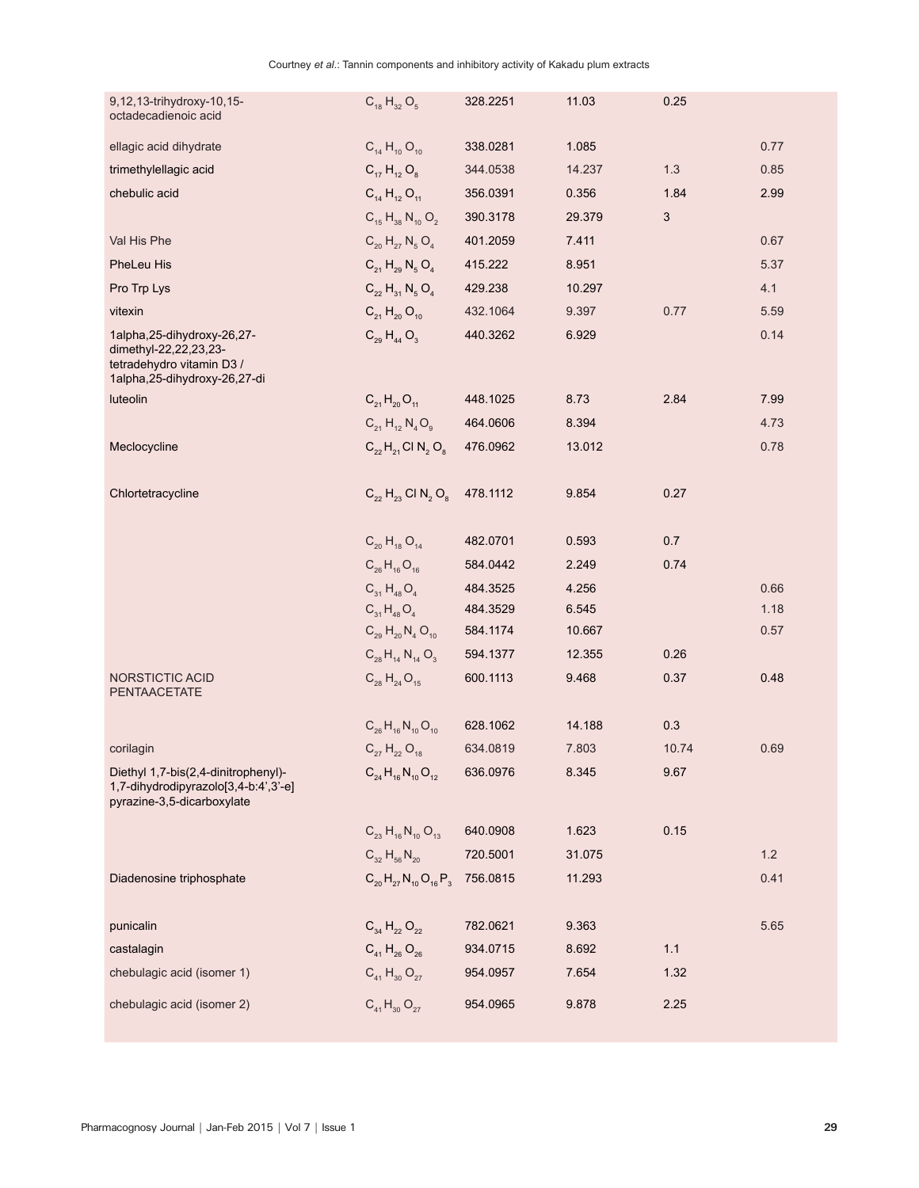| | | | | | |
|---|---|---|---|---|---|
| 9,12,13-trihydroxy-10,15-octadecadienoic acid | $C_{18}H_{32}O_5$ | 328.2251 | 11.03 | 0.25 | |
| ellagic acid dihydrate | $C_{14}H_{10}O_{10}$ | 338.0281 | 1.085 | | 0.77 |
| trimethylellagic acid | $C_{17}H_{12}O_8$ | 344.0538 | 14.237 | 1.3 | 0.85 |
| chebulic acid | $C_{14}H_{12}O_{11}$ | 356.0391 | 0.356 | 1.84 | 2.99 |
| | $C_{15}H_{38}N_{10}O_2$ | 390.3178 | 29.379 | 3 | |
| Val His Phe | $C_{20}H_{27}N_5O_4$ | 401.2059 | 7.411 | | 0.67 |
| PheLeu His | $C_{21}H_{29}N_5O_4$ | 415.222 | 8.951 | | 5.37 |
| Pro Trp Lys | $C_{22}H_{31}N_5O_4$ | 429.238 | 10.297 | | 4.1 |
| vitexin | $C_{21}H_{20}O_{10}$ | 432.1064 | 9.397 | 0.77 | 5.59 |
| 1alpha,25-dihydroxy-26,27-dimethyl-22,22,23,23-tetradehydro vitamin D3 / 1alpha,25-dihydroxy-26,27-di | $C_{29}H_{44}O_3$ | 440.3262 | 6.929 | | 0.14 |
| luteolin | $C_{21}H_{20}O_{11}$ | 448.1025 | 8.73 | 2.84 | 7.99 |
| | $C_{21}H_{12}N_4O_9$ | 464.0606 | 8.394 | | 4.73 |
| Meclocycline | $C_{22}H_{21}ClN_2O_8$ | 476.0962 | 13.012 | | 0.78 |
| Chlortetracycline | $C_{22}H_{23}ClN_2O_8$ | 478.1112 | 9.854 | 0.27 | |
| | $C_{20}H_{18}O_{14}$ | 482.0701 | 0.593 | 0.7 | |
| | $C_{26}H_{16}O_{16}$ | 584.0442 | 2.249 | 0.74 | |
| | $C_{31}H_{48}O_4$ | 484.3525 | 4.256 | | 0.66 |
| | $C_{31}H_{48}O_4$ | 484.3529 | 6.545 | | 1.18 |
| | $C_{29}H_{20}N_4O_{10}$ | 584.1174 | 10.667 | | 0.57 |
| | $C_{28}H_{14}N_{14}O_3$ | 594.1377 | 12.355 | 0.26 | |
| NORSTICTIC ACID PENTAACETATE | $C_{28}H_{24}O_{15}$ | 600.1113 | 9.468 | 0.37 | 0.48 |
| | $C_{26}H_{16}N_{10}O_{10}$ | 628.1062 | 14.188 | 0.3 | |
| corilagin | $C_{27}H_{22}O_{18}$ | 634.0819 | 7.803 | 10.74 | 0.69 |
| Diethyl 1,7-bis(2,4-dinitrophenyl)-1,7-dihydrodipyrazolo[3,4-b:4',3'-e] pyrazine-3,5-dicarboxylate | $C_{24}H_{16}N_{10}O_{12}$ | 636.0976 | 8.345 | 9.67 | |
| | $C_{23}H_{16}N_{10}O_{13}$ | 640.0908 | 1.623 | 0.15 | |
| | $C_{32}H_{56}N_{20}$ | 720.5001 | 31.075 | | 1.2 |
| Diadenosine triphosphate | $C_{20}H_{27}N_{10}O_{16}P_3$ | 756.0815 | 11.293 | | 0.41 |
| punicalin | $C_{34}H_{22}O_{22}$ | 782.0621 | 9.363 | | 5.65 |
| castalagin | $C_{41}H_{26}O_{26}$ | 934.0715 | 8.692 | 1.1 | |
| chebulagic acid (isomer 1) | $C_{41}H_{30}O_{27}$ | 954.0957 | 7.654 | 1.32 | |
| chebulagic acid (isomer 2) | $C_{41}H_{30}O_{27}$ | 954.0965 | 9.878 | 2.25 | |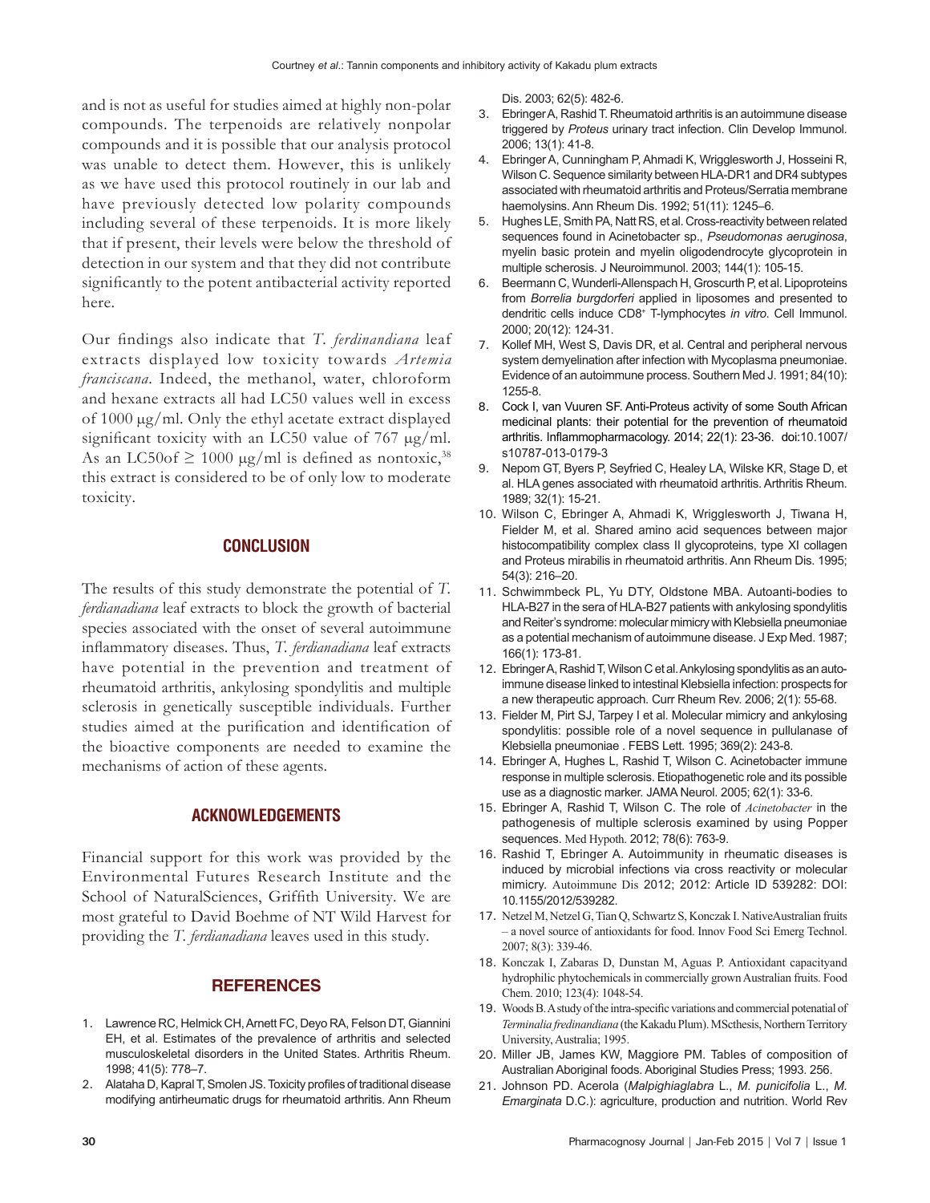and is not as useful for studies aimed at highly non-polar compounds. The terpenoids are relatively nonpolar compounds and it is possible that our analysis protocol was unable to detect them. However, this is unlikely as we have used this protocol routinely in our lab and have previously detected low polarity compounds including several of these terpenoids. It is more likely that if present, their levels were below the threshold of detection in our system and that they did not contribute significantly to the potent antibacterial activity reported here.

Our findings also indicate that *T. ferdinandiana* leaf extracts displayed low toxicity towards *Artemia franciscana*. Indeed, the methanol, water, chloroform and hexane extracts all had LC50 values well in excess of 1000 μg/ml. Only the ethyl acetate extract displayed significant toxicity with an LC50 value of 767 μg/ml. As an LC50of ≥ 1000 μg/ml is defined as nontoxic,[38] this extract is considered to be of only low to moderate toxicity.

## CONCLUSION

The results of this study demonstrate the potential of *T. ferdianadiana* leaf extracts to block the growth of bacterial species associated with the onset of several autoimmune inflammatory diseases. Thus, *T. ferdianadiana* leaf extracts have potential in the prevention and treatment of rheumatoid arthritis, ankylosing spondylitis and multiple sclerosis in genetically susceptible individuals. Further studies aimed at the purification and identification of the bioactive components are needed to examine the mechanisms of action of these agents.

## ACKNOWLEDGEMENTS

Financial support for this work was provided by the Environmental Futures Research Institute and the School of NaturalSciences, Griffith University. We are most grateful to David Boehme of NT Wild Harvest for providing the *T. ferdianadiana* leaves used in this study.

## REFERENCES

1. Lawrence RC, Helmick CH, Arnett FC, Deyo RA, Felson DT, Giannini EH, et al. Estimates of the prevalence of arthritis and selected musculoskeletal disorders in the United States. Arthritis Rheum. 1998; 41(5): 778–7.
2. Alataha D, Kapral T, Smolen JS. Toxicity profiles of traditional disease modifying antirheumatic drugs for rheumatoid arthritis. Ann Rheum Dis. 2003; 62(5): 482-6.
3. Ebringer A, Rashid T. Rheumatoid arthritis is an autoimmune disease triggered by *Proteus* urinary tract infection. Clin Develop Immunol. 2006; 13(1): 41-8.
4. Ebringer A, Cunningham P, Ahmadi K, Wrigglesworth J, Hosseini R, Wilson C. Sequence similarity between HLA-DR1 and DR4 subtypes associated with rheumatoid arthritis and Proteus/Serratia membrane haemolysins. Ann Rheum Dis. 1992; 51(11): 1245–6.
5. Hughes LE, Smith PA, Natt RS, et al. Cross-reactivity between related sequences found in Acinetobacter sp., *Pseudomonas aeruginosa*, myelin basic protein and myelin oligodendrocyte glycoprotein in multiple sclerosis. J Neuroimmunol. 2003; 144(1): 105-15.
6. Beermann C, Wunderli-Allenspach H, Groscurth P, et al. Lipoproteins from *Borrelia burgdorferi* applied in liposomes and presented to dendritic cells induce CD8+ T-lymphocytes *in vitro*. Cell Immunol. 2000; 20(12): 124-31.
7. Kollef MH, West S, Davis DR, et al. Central and peripheral nervous system demyelination after infection with Mycoplasma pneumoniae. Evidence of an autoimmune process. Southern Med J. 1991; 84(10): 1255-8.
8. Cock I, van Vuuren SF. Anti-Proteus activity of some South African medicinal plants: their potential for the prevention of rheumatoid arthritis. Inflammopharmacology. 2014; 22(1): 23-36. doi:10.1007/s10787-013-0179-3
9. Nepom GT, Byers P, Seyfried C, Healey LA, Wilske KR, Stage D, et al. HLA genes associated with rheumatoid arthritis. Arthritis Rheum. 1989; 32(1): 15-21.
10. Wilson C, Ebringer A, Ahmadi K, Wrigglesworth J, Tiwana H, Fielder M, et al. Shared amino acid sequences between major histocompatibility complex class II glycoproteins, type XI collagen and Proteus mirabilis in rheumatoid arthritis. Ann Rheum Dis. 1995; 54(3): 216–20.
11. Schwimmbeck PL, Yu DTY, Oldstone MBA. Autoanti-bodies to HLA-B27 in the sera of HLA-B27 patients with ankylosing spondylitis and Reiter's syndrome: molecular mimicry with Klebsiella pneumoniae as a potential mechanism of autoimmune disease. J Exp Med. 1987; 166(1): 173-81.
12. Ebringer A, Rashid T, Wilson C et al. Ankylosing spondylitis as an autoimmune disease linked to intestinal Klebsiella infection: prospects for a new therapeutic approach. Curr Rheum Rev. 2006; 2(1): 55-68.
13. Fielder M, Pirt SJ, Tarpey I et al. Molecular mimicry and ankylosing spondylitis: possible role of a novel sequence in pullulanase of Klebsiella pneumoniae . FEBS Lett. 1995; 369(2): 243-8.
14. Ebringer A, Hughes L, Rashid T, Wilson C. Acinetobacter immune response in multiple sclerosis. Etiopathogenetic role and its possible use as a diagnostic marker. JAMA Neurol. 2005; 62(1): 33-6.
15. Ebringer A, Rashid T, Wilson C. The role of *Acinetobacter* in the pathogenesis of multiple sclerosis examined by using Popper sequences. Med Hypoth. 2012; 78(6): 763-9.
16. Rashid T, Ebringer A. Autoimmunity in rheumatic diseases is induced by microbial infections via cross reactivity or molecular mimicry. Autoimmune Dis 2012; 2012: Article ID 539282: DOI: 10.1155/2012/539282.
17. Netzel M, Netzel G, Tian Q, Schwartz S, Konczak I. NativeAustralian fruits – a novel source of antioxidants for food. Innov Food Sci Emerg Technol. 2007; 8(3): 339-46.
18. Konczak I, Zabaras D, Dunstan M, Aguas P. Antioxidant capacityand hydrophilic phytochemicals in commercially grown Australian fruits. Food Chem. 2010; 123(4): 1048-54.
19. Woods B. A study of the intra-specific variations and commercial potenatial of *Terminalia fredinandiana* (the Kakadu Plum). MScthesis, Northern Territory University, Australia; 1995.
20. Miller JB, James KW, Maggiore PM. Tables of composition of Australian Aboriginal foods. Aboriginal Studies Press; 1993. 256.
21. Johnson PD. Acerola (*Malpighiaglabra* L., *M. punicifolia* L., *M. Emarginata* D.C.): agriculture, production and nutrition. World Rev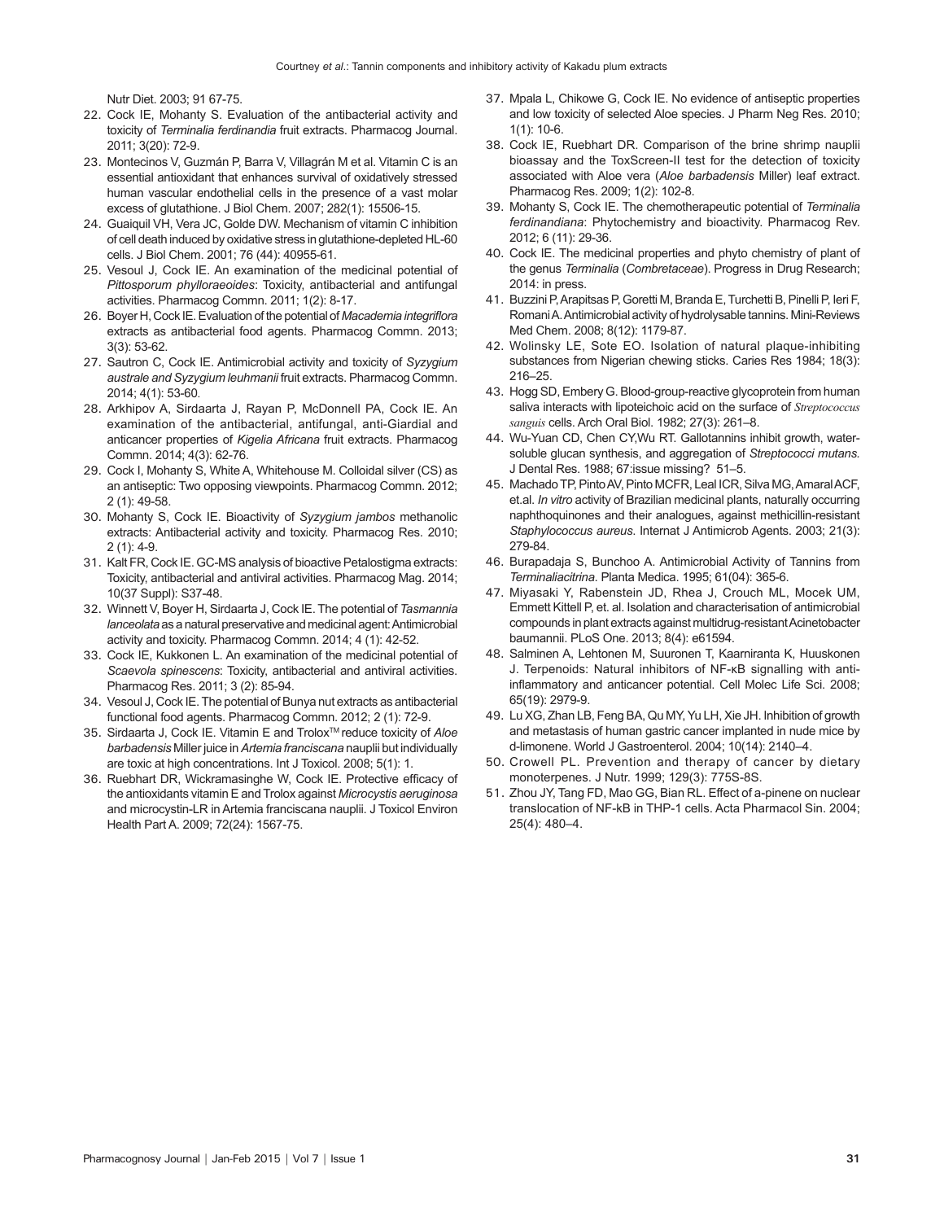Nutr Diet. 2003; 91 67-75.

22. Cock IE, Mohanty S. Evaluation of the antibacterial activity and toxicity of *Terminalia ferdinandia* fruit extracts. Pharmacog Journal. 2011; 3(20): 72-9.
23. Montecinos V, Guzmán P, Barra V, Villagrán M et al. Vitamin C is an essential antioxidant that enhances survival of oxidatively stressed human vascular endothelial cells in the presence of a vast molar excess of glutathione. J Biol Chem. 2007; 282(1): 15506-15.
24. Guaiquil VH, Vera JC, Golde DW. Mechanism of vitamin C inhibition of cell death induced by oxidative stress in glutathione-depleted HL-60 cells. J Biol Chem. 2001; 76 (44): 40955-61.
25. Vesoul J, Cock IE. An examination of the medicinal potential of *Pittosporum phylloraeoides*: Toxicity, antibacterial and antifungal activities. Pharmacog Commn. 2011; 1(2): 8-17.
26. Boyer H, Cock IE. Evaluation of the potential of *Macademia integriflora* extracts as antibacterial food agents. Pharmacog Commn. 2013; 3(3): 53-62.
27. Sautron C, Cock IE. Antimicrobial activity and toxicity of *Syzygium australe and Syzygium leuhmanii* fruit extracts. Pharmacog Commn. 2014; 4(1): 53-60.
28. Arkhipov A, Sirdaarta J, Rayan P, McDonnell PA, Cock IE. An examination of the antibacterial, antifungal, anti-Giardial and anticancer properties of *Kigelia Africana* fruit extracts. Pharmacog Commn. 2014; 4(3): 62-76.
29. Cock I, Mohanty S, White A, Whitehouse M. Colloidal silver (CS) as an antiseptic: Two opposing viewpoints. Pharmacog Commn. 2012; 2 (1): 49-58.
30. Mohanty S, Cock IE. Bioactivity of *Syzygium jambos* methanolic extracts: Antibacterial activity and toxicity. Pharmacog Res. 2010; 2 (1): 4-9.
31. Kalt FR, Cock IE. GC-MS analysis of bioactive Petalostigma extracts: Toxicity, antibacterial and antiviral activities. Pharmacog Mag. 2014; 10(37 Suppl): S37-48.
32. Winnett V, Boyer H, Sirdaarta J, Cock IE. The potential of *Tasmannia lanceolata* as a natural preservative and medicinal agent: Antimicrobial activity and toxicity. Pharmacog Commn. 2014; 4 (1): 42-52.
33. Cock IE, Kukkonen L. An examination of the medicinal potential of *Scaevola spinescens*: Toxicity, antibacterial and antiviral activities. Pharmacog Res. 2011; 3 (2): 85-94.
34. Vesoul J, Cock IE. The potential of Bunya nut extracts as antibacterial functional food agents. Pharmacog Commn. 2012; 2 (1): 72-9.
35. Sirdaarta J, Cock IE. Vitamin E and Trolox™ reduce toxicity of *Aloe barbadensis* Miller juice in *Artemia franciscana* nauplii but individually are toxic at high concentrations. Int J Toxicol. 2008; 5(1): 1.
36. Ruebhart DR, Wickramasinghe W, Cock IE. Protective efficacy of the antioxidants vitamin E and Trolox against *Microcystis aeruginosa* and microcystin-LR in Artemia franciscana nauplii. J Toxicol Environ Health Part A. 2009; 72(24): 1567-75.
37. Mpala L, Chikowe G, Cock IE. No evidence of antiseptic properties and low toxicity of selected Aloe species. J Pharm Neg Res. 2010; 1(1): 10-6.
38. Cock IE, Ruebhart DR. Comparison of the brine shrimp nauplii bioassay and the ToxScreen-II test for the detection of toxicity associated with Aloe vera (*Aloe barbadensis* Miller) leaf extract. Pharmacog Res. 2009; 1(2): 102-8.
39. Mohanty S, Cock IE. The chemotherapeutic potential of *Terminalia ferdinandiana*: Phytochemistry and bioactivity. Pharmacog Rev. 2012; 6 (11): 29-36.
40. Cock IE. The medicinal properties and phyto chemistry of plant of the genus *Terminalia* (*Combretaceae*). Progress in Drug Research; 2014: in press.
41. Buzzini P, Arapitsas P, Goretti M, Branda E, Turchetti B, Pinelli P, Ieri F, Romani A. Antimicrobial activity of hydrolysable tannins. Mini-Reviews Med Chem. 2008; 8(12): 1179-87.
42. Wolinsky LE, Sote EO. Isolation of natural plaque-inhibiting substances from Nigerian chewing sticks. Caries Res 1984; 18(3): 216–25.
43. Hogg SD, Embery G. Blood-group-reactive glycoprotein from human saliva interacts with lipoteichoic acid on the surface of *Streptococcus sanguis* cells. Arch Oral Biol. 1982; 27(3): 261–8.
44. Wu-Yuan CD, Chen CY,Wu RT. Gallotannins inhibit growth, water-soluble glucan synthesis, and aggregation of *Streptococci mutans.* J Dental Res. 1988; 67:issue missing? 51–5.
45. Machado TP, Pinto AV, Pinto MCFR, Leal ICR, Silva MG, Amaral ACF, et.al. *In vitro* activity of Brazilian medicinal plants, naturally occurring naphthoquinones and their analogues, against methicillin-resistant *Staphylococcus aureus*. Internat J Antimicrob Agents. 2003; 21(3): 279-84.
46. Burapadaja S, Bunchoo A. Antimicrobial Activity of Tannins from *Terminaliacitrina*. Planta Medica. 1995; 61(04): 365-6.
47. Miyasaki Y, Rabenstein JD, Rhea J, Crouch ML, Mocek UM, Emmett Kittell P, et. al. Isolation and characterisation of antimicrobial compounds in plant extracts against multidrug-resistant Acinetobacter baumannii. PLoS One. 2013; 8(4): e61594.
48. Salminen A, Lehtonen M, Suuronen T, Kaarniranta K, Huuskonen J. Terpenoids: Natural inhibitors of NF-κB signalling with anti-inflammatory and anticancer potential. Cell Molec Life Sci. 2008; 65(19): 2979-9.
49. Lu XG, Zhan LB, Feng BA, Qu MY, Yu LH, Xie JH. Inhibition of growth and metastasis of human gastric cancer implanted in nude mice by d-limonene. World J Gastroenterol. 2004; 10(14): 2140–4.
50. Crowell PL. Prevention and therapy of cancer by dietary monoterpenes. J Nutr. 1999; 129(3): 775S-8S.
51. Zhou JY, Tang FD, Mao GG, Bian RL. Effect of a-pinene on nuclear translocation of NF-kB in THP-1 cells. Acta Pharmacol Sin. 2004; 25(4): 480–4.